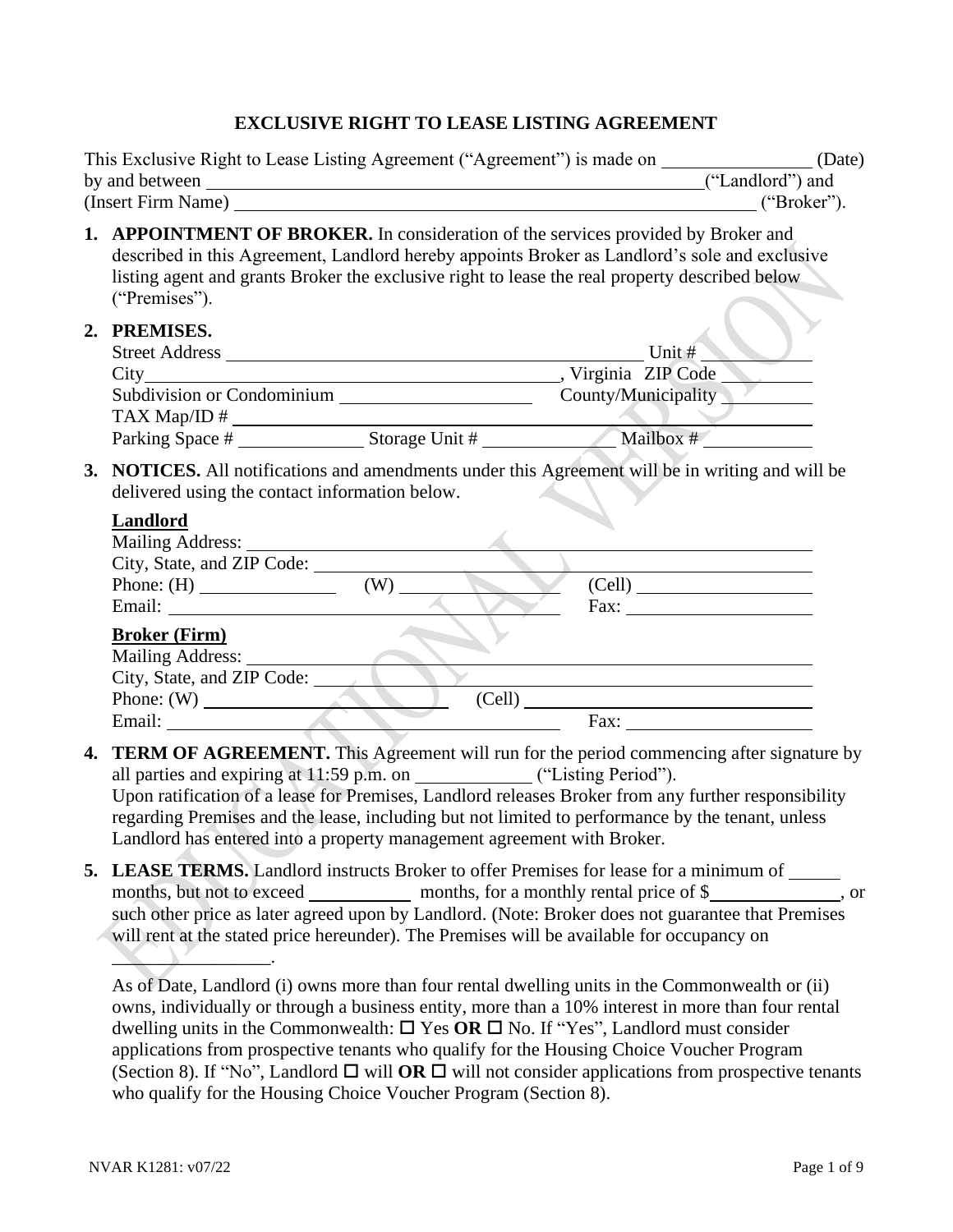# EXCLUSIVE RIGHT TO LEASE LISTING AGREEMENT

This Exclusive Right to Lease Listing Agreement ("Agreement") is made on ________________ (Date) by and between ____________________________________________________("Landlord") and (Insert Firm Name) ______________________________________________________ ("Broker").

1. **APPOINTMENT OF BROKER.** In consideration of the services provided by Broker and described in this Agreement, Landlord hereby appoints Broker as Landlord's sole and exclusive listing agent and grants Broker the exclusive right to lease the real property described below ("Premises").

2. **PREMISES.**

   Street Address ______________________________________________ Unit # __________
   City______________________________________________, Virginia ZIP Code __________
   Subdivision or Condominium ____________________ County/Municipality __________
   TAX Map/ID # ______________________________________________________________
   Parking Space # ______________ Storage Unit # ______________ Mailbox # ____________

3. **NOTICES.** All notifications and amendments under this Agreement will be in writing and will be delivered using the contact information below.

   **Landlord**
   Mailing Address: ___________________________________________________________
   City, State, and ZIP Code: ___________________________________________________
   Phone: (H) _______________ (W) ________________ (Cell) ___________________
   Email: ______________________________________ Fax: ____________________

   **Broker (Firm)**
   Mailing Address: ___________________________________________________________
   City, State, and ZIP Code: ___________________________________________________
   Phone: (W) __________________________ (Cell) ______________________________
   Email: ______________________________________ Fax: ____________________

4. **TERM OF AGREEMENT.** This Agreement will run for the period commencing after signature by all parties and expiring at 11:59 p.m. on ____________ ("Listing Period").
   Upon ratification of a lease for Premises, Landlord releases Broker from any further responsibility regarding Premises and the lease, including but not limited to performance by the tenant, unless Landlord has entered into a property management agreement with Broker.

5. **LEASE TERMS.** Landlord instructs Broker to offer Premises for lease for a minimum of _____ months, but not to exceed ___________ months, for a monthly rental price of $______________, or such other price as later agreed upon by Landlord. (Note: Broker does not guarantee that Premises will rent at the stated price hereunder). The Premises will be available for occupancy on _________________.

   As of Date, Landlord (i) owns more than four rental dwelling units in the Commonwealth or (ii) owns, individually or through a business entity, more than a 10% interest in more than four rental dwelling units in the Commonwealth: ☐ Yes **OR** ☐ No. If "Yes", Landlord must consider applications from prospective tenants who qualify for the Housing Choice Voucher Program (Section 8). If "No", Landlord ☐ will **OR** ☐ will not consider applications from prospective tenants who qualify for the Housing Choice Voucher Program (Section 8).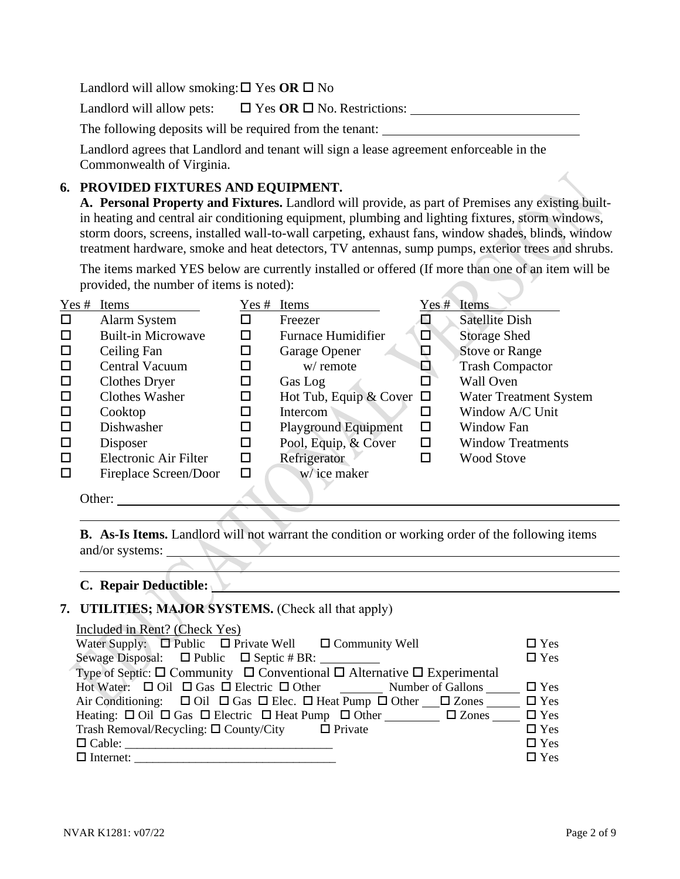Landlord will allow smoking: ☐ Yes **OR** ☐ No

Landlord will allow pets: ☐ Yes **OR** ☐ No. Restrictions: ______________________

The following deposits will be required from the tenant: ______________________

Landlord agrees that Landlord and tenant will sign a lease agreement enforceable in the Commonwealth of Virginia.

## 6. PROVIDED FIXTURES AND EQUIPMENT.

**A. Personal Property and Fixtures.** Landlord will provide, as part of Premises any existing built-in heating and central air conditioning equipment, plumbing and lighting fixtures, storm windows, storm doors, screens, installed wall-to-wall carpeting, exhaust fans, window shades, blinds, window treatment hardware, smoke and heat detectors, TV antennas, sump pumps, exterior trees and shrubs.

The items marked YES below are currently installed or offered (If more than one of an item will be provided, the number of items is noted):

| Yes | # | Items | Yes | # | Items | Yes | # | Items |
|---|---|---|---|---|---|---|---|---|
| ☐ | | Alarm System | ☐ | | Freezer | ☐ | | Satellite Dish |
| ☐ | | Built-in Microwave | ☐ | | Furnace Humidifier | ☐ | | Storage Shed |
| ☐ | | Ceiling Fan | ☐ | | Garage Opener | ☐ | | Stove or Range |
| ☐ | | Central Vacuum | ☐ | | w/ remote | ☐ | | Trash Compactor |
| ☐ | | Clothes Dryer | ☐ | | Gas Log | ☐ | | Wall Oven |
| ☐ | | Clothes Washer | ☐ | | Hot Tub, Equip & Cover | ☐ | | Water Treatment System |
| ☐ | | Cooktop | ☐ | | Intercom | ☐ | | Window A/C Unit |
| ☐ | | Dishwasher | ☐ | | Playground Equipment | ☐ | | Window Fan |
| ☐ | | Disposer | ☐ | | Pool, Equip, & Cover | ☐ | | Window Treatments |
| ☐ | | Electronic Air Filter | ☐ | | Refrigerator | ☐ | | Wood Stove |
| ☐ | | Fireplace Screen/Door | ☐ | | w/ ice maker | | | |

Other: ______________________

**B. As-Is Items.** Landlord will not warrant the condition or working order of the following items and/or systems: ______________________

**C. Repair Deductible:** ______________________

## 7. UTILITIES; MAJOR SYSTEMS. (Check all that apply)

| | Included in Rent? (Check Yes) |
|---|---|
| Water Supply: ☐ Public ☐ Private Well ☐ Community Well | ☐ Yes |
| Sewage Disposal: ☐ Public ☐ Septic # BR: ________ | ☐ Yes |
| Type of Septic: ☐ Community ☐ Conventional ☐ Alternative ☐ Experimental | |
| Hot Water: ☐ Oil ☐ Gas ☐ Electric ☐ Other ______ Number of Gallons ______ | ☐ Yes |
| Air Conditioning: ☐ Oil ☐ Gas ☐ Elec. ☐ Heat Pump ☐ Other ___ ☐ Zones ______ | ☐ Yes |
| Heating: ☐ Oil ☐ Gas ☐ Electric ☐ Heat Pump ☐ Other ________ ☐ Zones ______ | ☐ Yes |
| Trash Removal/Recycling: ☐ County/City ☐ Private | ☐ Yes |
| ☐ Cable: ______________________ | ☐ Yes |
| ☐ Internet: ______________________ | ☐ Yes |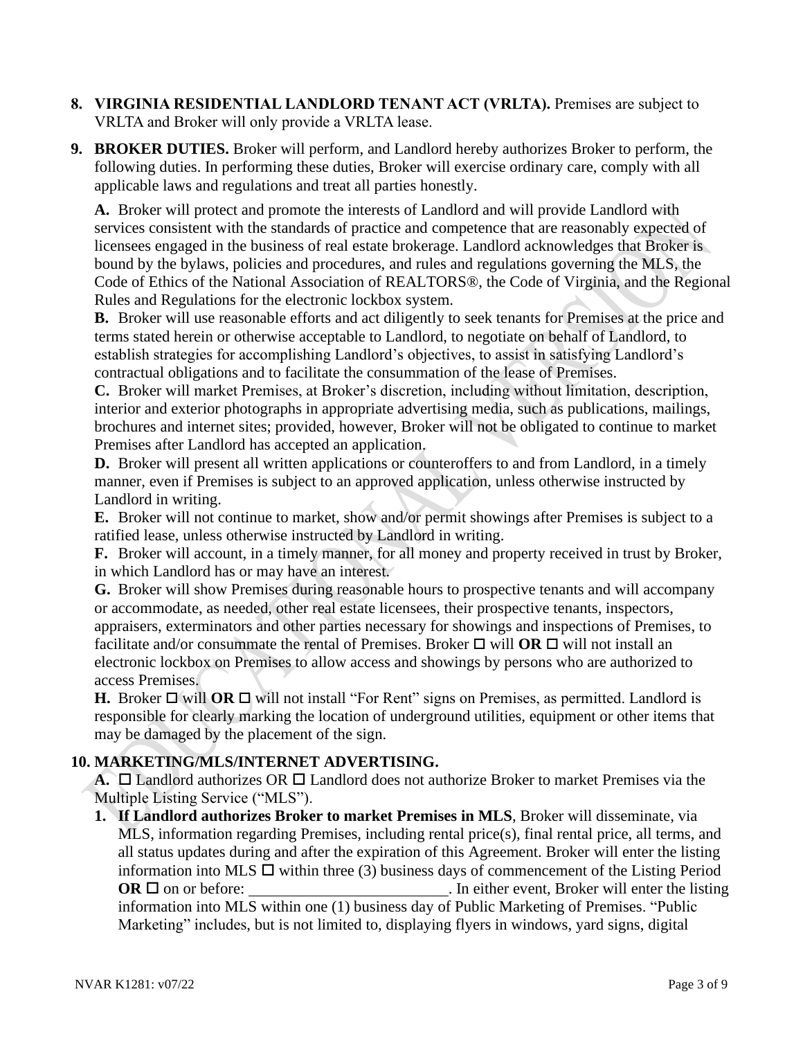**8. VIRGINIA RESIDENTIAL LANDLORD TENANT ACT (VRLTA).** Premises are subject to VRLTA and Broker will only provide a VRLTA lease.

**9. BROKER DUTIES.** Broker will perform, and Landlord hereby authorizes Broker to perform, the following duties. In performing these duties, Broker will exercise ordinary care, comply with all applicable laws and regulations and treat all parties honestly.

**A.** Broker will protect and promote the interests of Landlord and will provide Landlord with services consistent with the standards of practice and competence that are reasonably expected of licensees engaged in the business of real estate brokerage. Landlord acknowledges that Broker is bound by the bylaws, policies and procedures, and rules and regulations governing the MLS, the Code of Ethics of the National Association of REALTORS®, the Code of Virginia, and the Regional Rules and Regulations for the electronic lockbox system.

**B.** Broker will use reasonable efforts and act diligently to seek tenants for Premises at the price and terms stated herein or otherwise acceptable to Landlord, to negotiate on behalf of Landlord, to establish strategies for accomplishing Landlord's objectives, to assist in satisfying Landlord's contractual obligations and to facilitate the consummation of the lease of Premises.

**C.** Broker will market Premises, at Broker's discretion, including without limitation, description, interior and exterior photographs in appropriate advertising media, such as publications, mailings, brochures and internet sites; provided, however, Broker will not be obligated to continue to market Premises after Landlord has accepted an application.

**D.** Broker will present all written applications or counteroffers to and from Landlord, in a timely manner, even if Premises is subject to an approved application, unless otherwise instructed by Landlord in writing.

**E.** Broker will not continue to market, show and/or permit showings after Premises is subject to a ratified lease, unless otherwise instructed by Landlord in writing.

**F.** Broker will account, in a timely manner, for all money and property received in trust by Broker, in which Landlord has or may have an interest.

**G.** Broker will show Premises during reasonable hours to prospective tenants and will accompany or accommodate, as needed, other real estate licensees, their prospective tenants, inspectors, appraisers, exterminators and other parties necessary for showings and inspections of Premises, to facilitate and/or consummate the rental of Premises. Broker ☐ will **OR** ☐ will not install an electronic lockbox on Premises to allow access and showings by persons who are authorized to access Premises.

**H.** Broker ☐ will **OR** ☐ will not install "For Rent" signs on Premises, as permitted. Landlord is responsible for clearly marking the location of underground utilities, equipment or other items that may be damaged by the placement of the sign.

**10. MARKETING/MLS/INTERNET ADVERTISING.**

**A.** ☐ Landlord authorizes OR ☐ Landlord does not authorize Broker to market Premises via the Multiple Listing Service ("MLS").

1. **If Landlord authorizes Broker to market Premises in MLS**, Broker will disseminate, via MLS, information regarding Premises, including rental price(s), final rental price, all terms, and all status updates during and after the expiration of this Agreement. Broker will enter the listing information into MLS ☐ within three (3) business days of commencement of the Listing Period **OR** ☐ on or before: \_\_\_\_\_\_\_\_\_\_\_\_\_\_\_\_\_\_\_\_\_\_\_\_\_\_. In either event, Broker will enter the listing information into MLS within one (1) business day of Public Marketing of Premises. "Public Marketing" includes, but is not limited to, displaying flyers in windows, yard signs, digital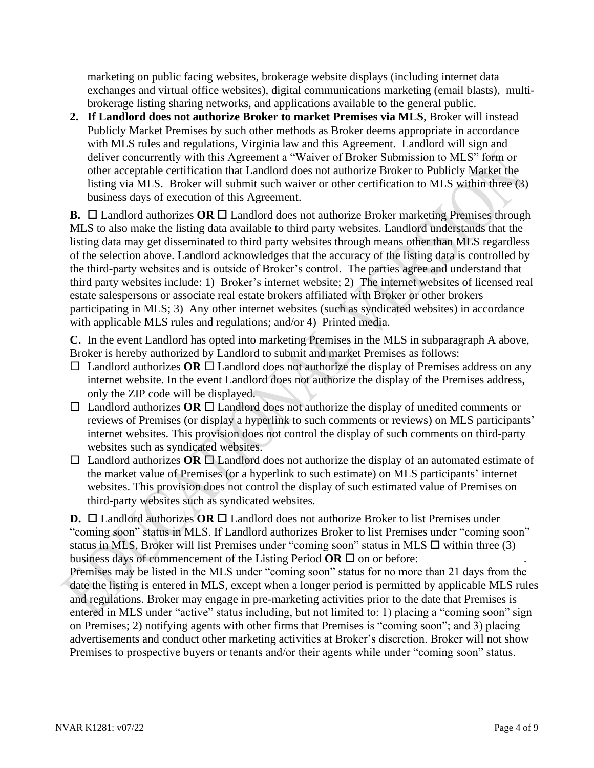marketing on public facing websites, brokerage website displays (including internet data exchanges and virtual office websites), digital communications marketing (email blasts), multi-brokerage listing sharing networks, and applications available to the general public.

2. **If Landlord does not authorize Broker to market Premises via MLS**, Broker will instead Publicly Market Premises by such other methods as Broker deems appropriate in accordance with MLS rules and regulations, Virginia law and this Agreement. Landlord will sign and deliver concurrently with this Agreement a "Waiver of Broker Submission to MLS" form or other acceptable certification that Landlord does not authorize Broker to Publicly Market the listing via MLS. Broker will submit such waiver or other certification to MLS within three (3) business days of execution of this Agreement.

**B.** ☐ Landlord authorizes **OR** ☐ Landlord does not authorize Broker marketing Premises through MLS to also make the listing data available to third party websites. Landlord understands that the listing data may get disseminated to third party websites through means other than MLS regardless of the selection above. Landlord acknowledges that the accuracy of the listing data is controlled by the third-party websites and is outside of Broker's control. The parties agree and understand that third party websites include: 1) Broker's internet website; 2) The internet websites of licensed real estate salespersons or associate real estate brokers affiliated with Broker or other brokers participating in MLS; 3) Any other internet websites (such as syndicated websites) in accordance with applicable MLS rules and regulations; and/or 4) Printed media.

**C.** In the event Landlord has opted into marketing Premises in the MLS in subparagraph A above, Broker is hereby authorized by Landlord to submit and market Premises as follows:

- ☐ Landlord authorizes **OR** ☐ Landlord does not authorize the display of Premises address on any internet website. In the event Landlord does not authorize the display of the Premises address, only the ZIP code will be displayed.
- ☐ Landlord authorizes **OR** ☐ Landlord does not authorize the display of unedited comments or reviews of Premises (or display a hyperlink to such comments or reviews) on MLS participants' internet websites. This provision does not control the display of such comments on third-party websites such as syndicated websites.
- ☐ Landlord authorizes **OR** ☐ Landlord does not authorize the display of an automated estimate of the market value of Premises (or a hyperlink to such estimate) on MLS participants' internet websites. This provision does not control the display of such estimated value of Premises on third-party websites such as syndicated websites.

**D.** ☐ Landlord authorizes **OR** ☐ Landlord does not authorize Broker to list Premises under "coming soon" status in MLS. If Landlord authorizes Broker to list Premises under "coming soon" status in MLS, Broker will list Premises under "coming soon" status in MLS ☐ within three (3) business days of commencement of the Listing Period **OR** ☐ on or before: ________________. Premises may be listed in the MLS under "coming soon" status for no more than 21 days from the date the listing is entered in MLS, except when a longer period is permitted by applicable MLS rules and regulations. Broker may engage in pre-marketing activities prior to the date that Premises is entered in MLS under "active" status including, but not limited to: 1) placing a "coming soon" sign on Premises; 2) notifying agents with other firms that Premises is "coming soon"; and 3) placing advertisements and conduct other marketing activities at Broker's discretion. Broker will not show Premises to prospective buyers or tenants and/or their agents while under "coming soon" status.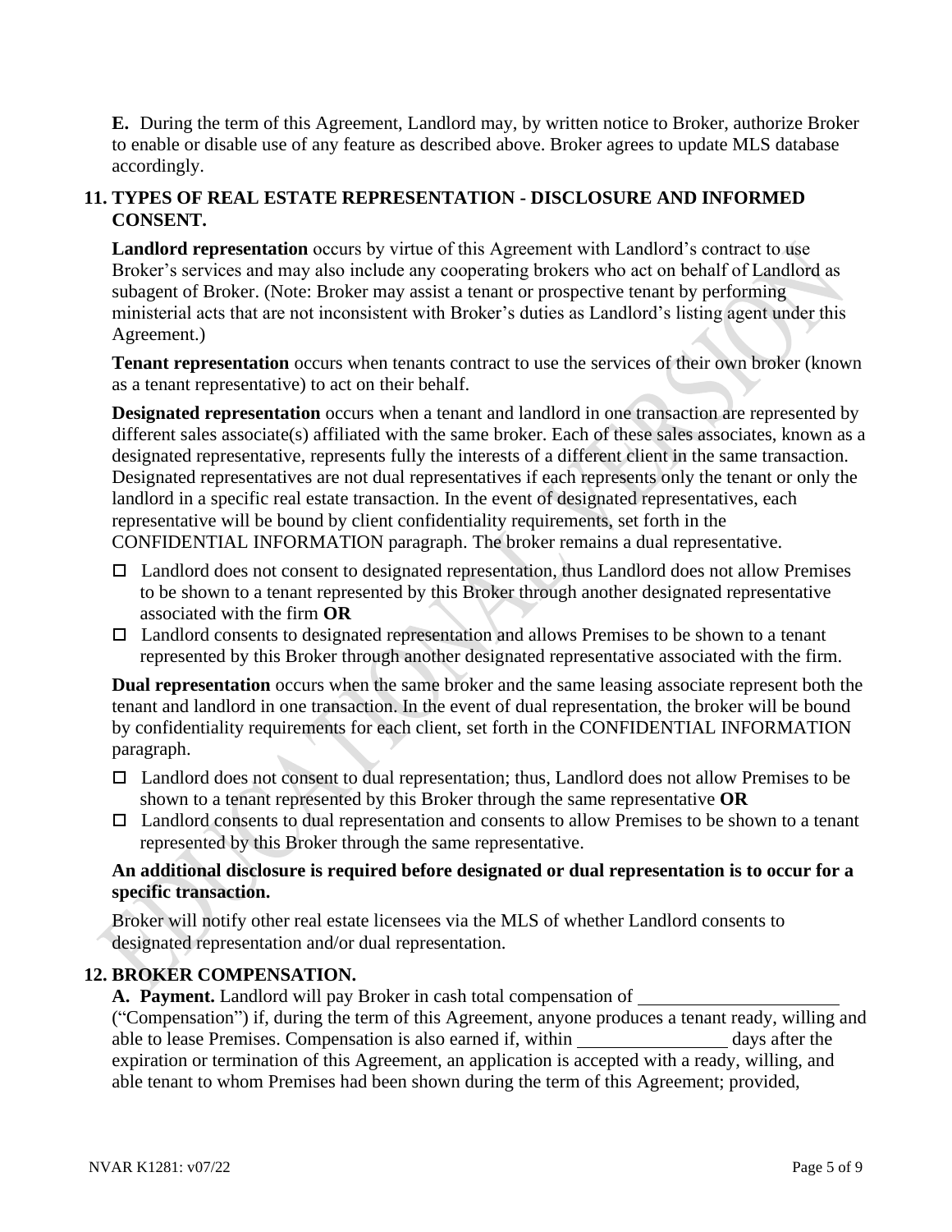**E.** During the term of this Agreement, Landlord may, by written notice to Broker, authorize Broker to enable or disable use of any feature as described above. Broker agrees to update MLS database accordingly.

## 11. TYPES OF REAL ESTATE REPRESENTATION - DISCLOSURE AND INFORMED CONSENT.

**Landlord representation** occurs by virtue of this Agreement with Landlord's contract to use Broker's services and may also include any cooperating brokers who act on behalf of Landlord as subagent of Broker. (Note: Broker may assist a tenant or prospective tenant by performing ministerial acts that are not inconsistent with Broker's duties as Landlord's listing agent under this Agreement.)

**Tenant representation** occurs when tenants contract to use the services of their own broker (known as a tenant representative) to act on their behalf.

**Designated representation** occurs when a tenant and landlord in one transaction are represented by different sales associate(s) affiliated with the same broker. Each of these sales associates, known as a designated representative, represents fully the interests of a different client in the same transaction. Designated representatives are not dual representatives if each represents only the tenant or only the landlord in a specific real estate transaction. In the event of designated representatives, each representative will be bound by client confidentiality requirements, set forth in the CONFIDENTIAL INFORMATION paragraph. The broker remains a dual representative.

- ☐ Landlord does not consent to designated representation, thus Landlord does not allow Premises to be shown to a tenant represented by this Broker through another designated representative associated with the firm **OR**
- ☐ Landlord consents to designated representation and allows Premises to be shown to a tenant represented by this Broker through another designated representative associated with the firm.

**Dual representation** occurs when the same broker and the same leasing associate represent both the tenant and landlord in one transaction. In the event of dual representation, the broker will be bound by confidentiality requirements for each client, set forth in the CONFIDENTIAL INFORMATION paragraph.

- ☐ Landlord does not consent to dual representation; thus, Landlord does not allow Premises to be shown to a tenant represented by this Broker through the same representative **OR**
- ☐ Landlord consents to dual representation and consents to allow Premises to be shown to a tenant represented by this Broker through the same representative.

**An additional disclosure is required before designated or dual representation is to occur for a specific transaction.**

Broker will notify other real estate licensees via the MLS of whether Landlord consents to designated representation and/or dual representation.

## 12. BROKER COMPENSATION.

**A. Payment.** Landlord will pay Broker in cash total compensation of \_\_\_\_\_\_\_\_\_\_\_\_\_\_\_\_\_\_\_\_\_ ("Compensation") if, during the term of this Agreement, anyone produces a tenant ready, willing and able to lease Premises. Compensation is also earned if, within \_\_\_\_\_\_\_\_\_\_\_\_\_\_\_\_ days after the expiration or termination of this Agreement, an application is accepted with a ready, willing, and able tenant to whom Premises had been shown during the term of this Agreement; provided,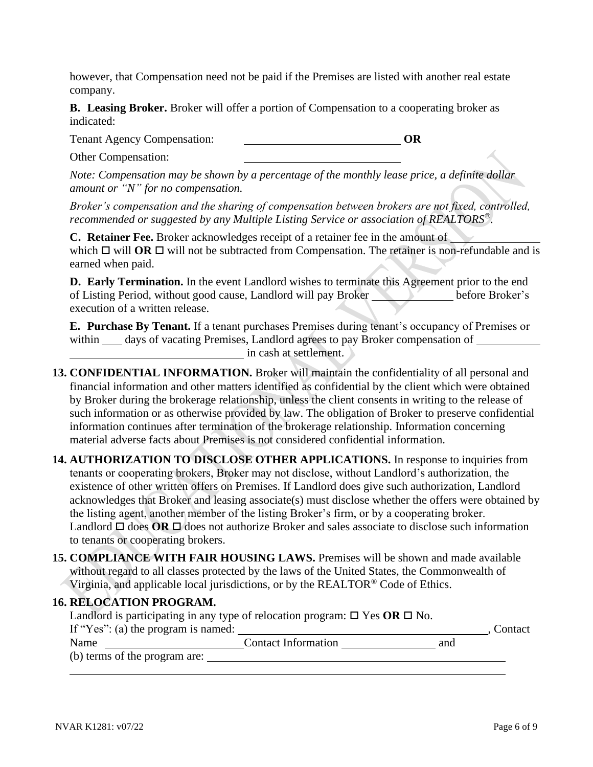however, that Compensation need not be paid if the Premises are listed with another real estate company.

**B. Leasing Broker.** Broker will offer a portion of Compensation to a cooperating broker as indicated:

Tenant Agency Compensation: ____________________________ **OR**

Other Compensation: ____________________________

*Note: Compensation may be shown by a percentage of the monthly lease price, a definite dollar amount or "N" for no compensation.*

*Broker's compensation and the sharing of compensation between brokers are not fixed, controlled, recommended or suggested by any Multiple Listing Service or association of REALTORS®.*

**C. Retainer Fee.** Broker acknowledges receipt of a retainer fee in the amount of ______________ which ☐ will **OR** ☐ will not be subtracted from Compensation. The retainer is non-refundable and is earned when paid.

**D. Early Termination.** In the event Landlord wishes to terminate this Agreement prior to the end of Listing Period, without good cause, Landlord will pay Broker ______________ before Broker's execution of a written release.

**E. Purchase By Tenant.** If a tenant purchases Premises during tenant's occupancy of Premises or within ____ days of vacating Premises, Landlord agrees to pay Broker compensation of ______________ ______________________________ in cash at settlement.

**13. CONFIDENTIAL INFORMATION.** Broker will maintain the confidentiality of all personal and financial information and other matters identified as confidential by the client which were obtained by Broker during the brokerage relationship, unless the client consents in writing to the release of such information or as otherwise provided by law. The obligation of Broker to preserve confidential information continues after termination of the brokerage relationship. Information concerning material adverse facts about Premises is not considered confidential information.

**14. AUTHORIZATION TO DISCLOSE OTHER APPLICATIONS.** In response to inquiries from tenants or cooperating brokers, Broker may not disclose, without Landlord's authorization, the existence of other written offers on Premises. If Landlord does give such authorization, Landlord acknowledges that Broker and leasing associate(s) must disclose whether the offers were obtained by the listing agent, another member of the listing Broker's firm, or by a cooperating broker. Landlord ☐ does **OR** ☐ does not authorize Broker and sales associate to disclose such information to tenants or cooperating brokers.

**15. COMPLIANCE WITH FAIR HOUSING LAWS.** Premises will be shown and made available without regard to all classes protected by the laws of the United States, the Commonwealth of Virginia, and applicable local jurisdictions, or by the REALTOR® Code of Ethics.

**16. RELOCATION PROGRAM.**

Landlord is participating in any type of relocation program: ☐ Yes **OR** ☐ No.

If "Yes": (a) the program is named: ________________________________________, Contact Name ________________________ Contact Information ________________ and

(b) terms of the program are: ______________________________________________________

______________________________________________________________________________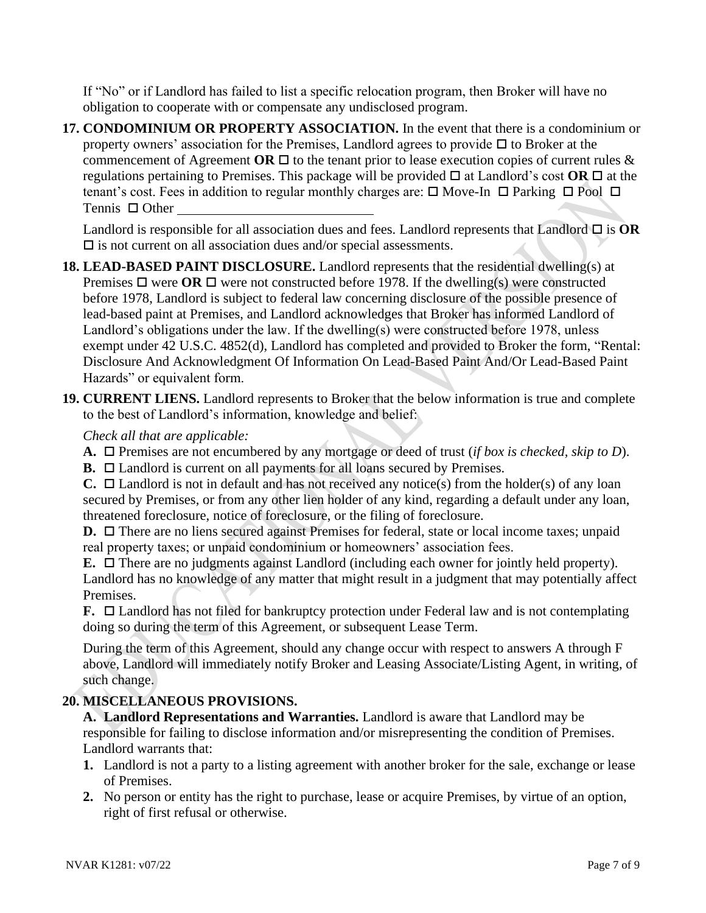If "No" or if Landlord has failed to list a specific relocation program, then Broker will have no obligation to cooperate with or compensate any undisclosed program.

**17. CONDOMINIUM OR PROPERTY ASSOCIATION.** In the event that there is a condominium or property owners' association for the Premises, Landlord agrees to provide ☐ to Broker at the commencement of Agreement **OR** ☐ to the tenant prior to lease execution copies of current rules & regulations pertaining to Premises. This package will be provided ☐ at Landlord's cost **OR** ☐ at the tenant's cost. Fees in addition to regular monthly charges are: ☐ Move-In ☐ Parking ☐ Pool ☐ Tennis ☐ Other ____________________________

Landlord is responsible for all association dues and fees. Landlord represents that Landlord ☐ is **OR** ☐ is not current on all association dues and/or special assessments.

**18. LEAD-BASED PAINT DISCLOSURE.** Landlord represents that the residential dwelling(s) at Premises ☐ were **OR** ☐ were not constructed before 1978. If the dwelling(s) were constructed before 1978, Landlord is subject to federal law concerning disclosure of the possible presence of lead-based paint at Premises, and Landlord acknowledges that Broker has informed Landlord of Landlord's obligations under the law. If the dwelling(s) were constructed before 1978, unless exempt under 42 U.S.C. 4852(d), Landlord has completed and provided to Broker the form, "Rental: Disclosure And Acknowledgment Of Information On Lead-Based Paint And/Or Lead-Based Paint Hazards" or equivalent form.

**19. CURRENT LIENS.** Landlord represents to Broker that the below information is true and complete to the best of Landlord's information, knowledge and belief:

*Check all that are applicable:*

**A.** ☐ Premises are not encumbered by any mortgage or deed of trust (*if box is checked, skip to D*).

**B.** ☐ Landlord is current on all payments for all loans secured by Premises.

**C.** ☐ Landlord is not in default and has not received any notice(s) from the holder(s) of any loan secured by Premises, or from any other lien holder of any kind, regarding a default under any loan, threatened foreclosure, notice of foreclosure, or the filing of foreclosure.

**D.** ☐ There are no liens secured against Premises for federal, state or local income taxes; unpaid real property taxes; or unpaid condominium or homeowners' association fees.

**E.** ☐ There are no judgments against Landlord (including each owner for jointly held property). Landlord has no knowledge of any matter that might result in a judgment that may potentially affect Premises.

**F.** ☐ Landlord has not filed for bankruptcy protection under Federal law and is not contemplating doing so during the term of this Agreement, or subsequent Lease Term.

During the term of this Agreement, should any change occur with respect to answers A through F above, Landlord will immediately notify Broker and Leasing Associate/Listing Agent, in writing, of such change.

**20. MISCELLANEOUS PROVISIONS.**

**A. Landlord Representations and Warranties.** Landlord is aware that Landlord may be responsible for failing to disclose information and/or misrepresenting the condition of Premises. Landlord warrants that:

1. Landlord is not a party to a listing agreement with another broker for the sale, exchange or lease of Premises.
2. No person or entity has the right to purchase, lease or acquire Premises, by virtue of an option, right of first refusal or otherwise.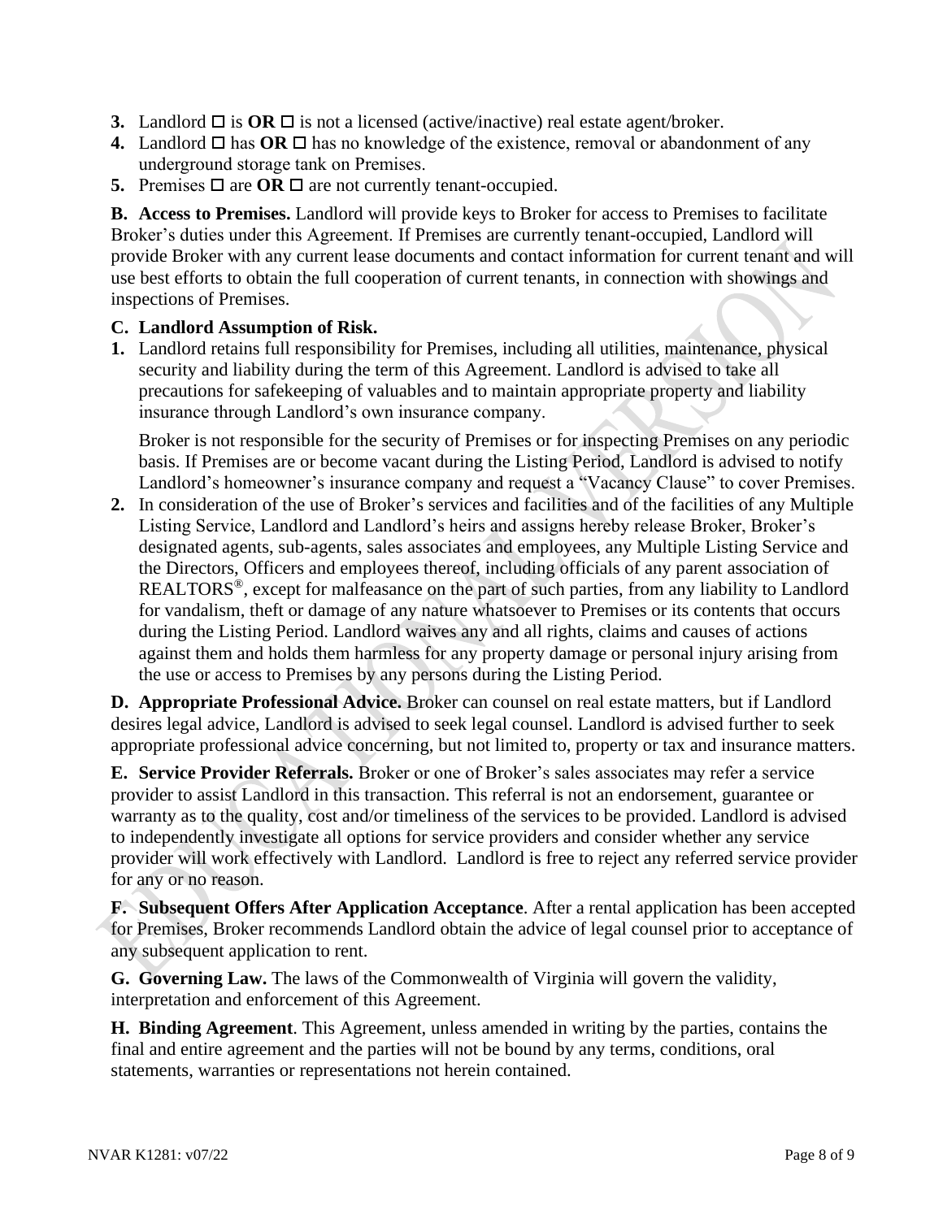3. Landlord ☐ is **OR** ☐ is not a licensed (active/inactive) real estate agent/broker.
4. Landlord ☐ has **OR** ☐ has no knowledge of the existence, removal or abandonment of any underground storage tank on Premises.
5. Premises ☐ are **OR** ☐ are not currently tenant-occupied.

**B. Access to Premises.** Landlord will provide keys to Broker for access to Premises to facilitate Broker's duties under this Agreement. If Premises are currently tenant-occupied, Landlord will provide Broker with any current lease documents and contact information for current tenant and will use best efforts to obtain the full cooperation of current tenants, in connection with showings and inspections of Premises.

**C. Landlord Assumption of Risk.**

1. Landlord retains full responsibility for Premises, including all utilities, maintenance, physical security and liability during the term of this Agreement. Landlord is advised to take all precautions for safekeeping of valuables and to maintain appropriate property and liability insurance through Landlord's own insurance company.

   Broker is not responsible for the security of Premises or for inspecting Premises on any periodic basis. If Premises are or become vacant during the Listing Period, Landlord is advised to notify Landlord's homeowner's insurance company and request a "Vacancy Clause" to cover Premises.

2. In consideration of the use of Broker's services and facilities and of the facilities of any Multiple Listing Service, Landlord and Landlord's heirs and assigns hereby release Broker, Broker's designated agents, sub-agents, sales associates and employees, any Multiple Listing Service and the Directors, Officers and employees thereof, including officials of any parent association of REALTORS®, except for malfeasance on the part of such parties, from any liability to Landlord for vandalism, theft or damage of any nature whatsoever to Premises or its contents that occurs during the Listing Period. Landlord waives any and all rights, claims and causes of actions against them and holds them harmless for any property damage or personal injury arising from the use or access to Premises by any persons during the Listing Period.

**D. Appropriate Professional Advice.** Broker can counsel on real estate matters, but if Landlord desires legal advice, Landlord is advised to seek legal counsel. Landlord is advised further to seek appropriate professional advice concerning, but not limited to, property or tax and insurance matters.

**E. Service Provider Referrals.** Broker or one of Broker's sales associates may refer a service provider to assist Landlord in this transaction. This referral is not an endorsement, guarantee or warranty as to the quality, cost and/or timeliness of the services to be provided. Landlord is advised to independently investigate all options for service providers and consider whether any service provider will work effectively with Landlord. Landlord is free to reject any referred service provider for any or no reason.

**F. Subsequent Offers After Application Acceptance**. After a rental application has been accepted for Premises, Broker recommends Landlord obtain the advice of legal counsel prior to acceptance of any subsequent application to rent.

**G. Governing Law.** The laws of the Commonwealth of Virginia will govern the validity, interpretation and enforcement of this Agreement.

**H. Binding Agreement**. This Agreement, unless amended in writing by the parties, contains the final and entire agreement and the parties will not be bound by any terms, conditions, oral statements, warranties or representations not herein contained.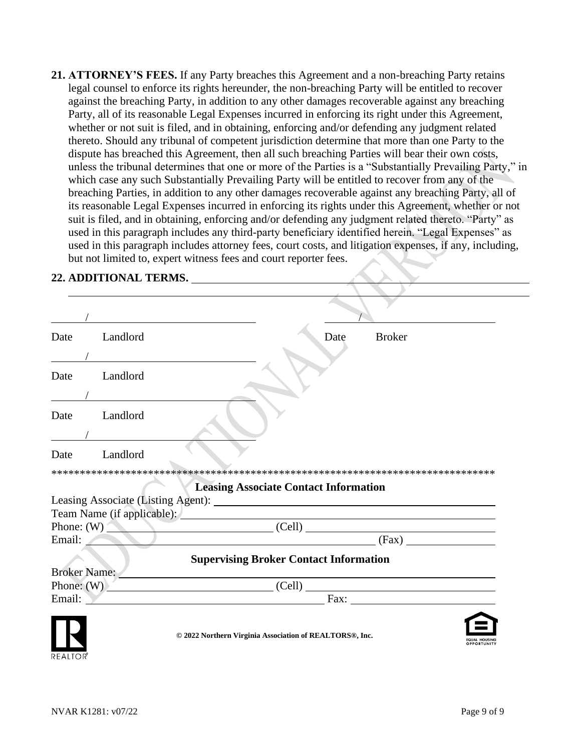**21. ATTORNEY'S FEES.** If any Party breaches this Agreement and a non-breaching Party retains legal counsel to enforce its rights hereunder, the non-breaching Party will be entitled to recover against the breaching Party, in addition to any other damages recoverable against any breaching Party, all of its reasonable Legal Expenses incurred in enforcing its right under this Agreement, whether or not suit is filed, and in obtaining, enforcing and/or defending any judgment related thereto. Should any tribunal of competent jurisdiction determine that more than one Party to the dispute has breached this Agreement, then all such breaching Parties will bear their own costs, unless the tribunal determines that one or more of the Parties is a "Substantially Prevailing Party," in which case any such Substantially Prevailing Party will be entitled to recover from any of the breaching Parties, in addition to any other damages recoverable against any breaching Party, all of its reasonable Legal Expenses incurred in enforcing its rights under this Agreement, whether or not suit is filed, and in obtaining, enforcing and/or defending any judgment related thereto. "Party" as used in this paragraph includes any third-party beneficiary identified herein. "Legal Expenses" as used in this paragraph includes attorney fees, court costs, and litigation expenses, if any, including, but not limited to, expert witness fees and court reporter fees.

**22. ADDITIONAL TERMS.** ______________________________________________

______________________________________________

_____/______________________ _____/______________________
Date Landlord Date Broker

_____/______________________
Date Landlord

_____/______________________
Date Landlord

_____/______________________
Date Landlord

*******************************************************************************

**Leasing Associate Contact Information**

Leasing Associate (Listing Agent): ______________________________________________

Team Name (if applicable): ______________________________________________

Phone: (W) ______________________ (Cell) ______________________

Email: ______________________________________ (Fax) ______________

**Supervising Broker Contact Information**

Broker Name: ______________________________________________

Phone: (W) ______________________ (Cell) ______________________

Email: ______________________________________ Fax: ______________

© 2022 Northern Virginia Association of REALTORS®, Inc.

NVAR K1281: v07/22